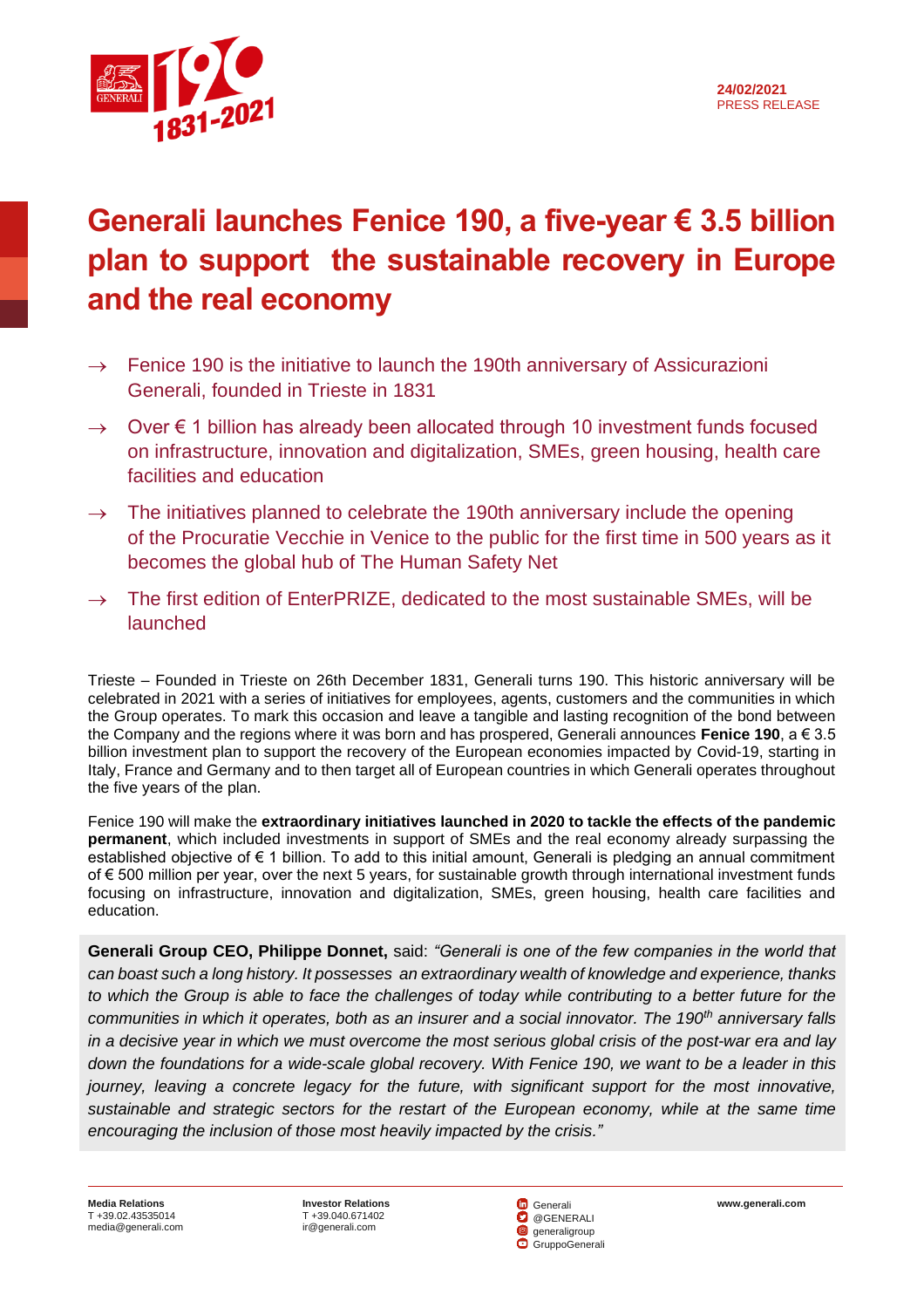24/02/2021
PRESS RELEASE

# Generali launches Fenice 190, a five-year € 3.5 billion plan to support the sustainable recovery in Europe and the real economy

→ Fenice 190 is the initiative to launch the 190th anniversary of Assicurazioni Generali, founded in Trieste in 1831

→ Over € 1 billion has already been allocated through 10 investment funds focused on infrastructure, innovation and digitalization, SMEs, green housing, health care facilities and education

→ The initiatives planned to celebrate the 190th anniversary include the opening of the Procuratie Vecchie in Venice to the public for the first time in 500 years as it becomes the global hub of The Human Safety Net

→ The first edition of EnterPRIZE, dedicated to the most sustainable SMEs, will be launched

Trieste – Founded in Trieste on 26th December 1831, Generali turns 190. This historic anniversary will be celebrated in 2021 with a series of initiatives for employees, agents, customers and the communities in which the Group operates. To mark this occasion and leave a tangible and lasting recognition of the bond between the Company and the regions where it was born and has prospered, Generali announces **Fenice 190**, a € 3.5 billion investment plan to support the recovery of the European economies impacted by Covid-19, starting in Italy, France and Germany and to then target all of European countries in which Generali operates throughout the five years of the plan.

Fenice 190 will make the **extraordinary initiatives launched in 2020 to tackle the effects of the pandemic permanent**, which included investments in support of SMEs and the real economy already surpassing the established objective of € 1 billion. To add to this initial amount, Generali is pledging an annual commitment of € 500 million per year, over the next 5 years, for sustainable growth through international investment funds focusing on infrastructure, innovation and digitalization, SMEs, green housing, health care facilities and education.

**Generali Group CEO, Philippe Donnet,** said: *"Generali is one of the few companies in the world that can boast such a long history. It possesses an extraordinary wealth of knowledge and experience, thanks to which the Group is able to face the challenges of today while contributing to a better future for the communities in which it operates, both as an insurer and a social innovator. The 190th anniversary falls in a decisive year in which we must overcome the most serious global crisis of the post-war era and lay down the foundations for a wide-scale global recovery. With Fenice 190, we want to be a leader in this journey, leaving a concrete legacy for the future, with significant support for the most innovative, sustainable and strategic sectors for the restart of the European economy, while at the same time encouraging the inclusion of those most heavily impacted by the crisis."*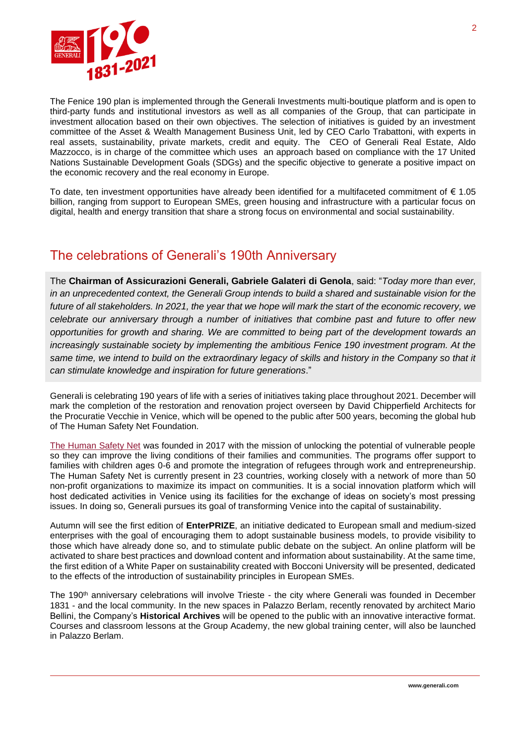The Fenice 190 plan is implemented through the Generali Investments multi-boutique platform and is open to third-party funds and institutional investors as well as all companies of the Group, that can participate in investment allocation based on their own objectives. The selection of initiatives is guided by an investment committee of the Asset & Wealth Management Business Unit, led by CEO Carlo Trabattoni, with experts in real assets, sustainability, private markets, credit and equity. The CEO of Generali Real Estate, Aldo Mazzocco, is in charge of the committee which uses an approach based on compliance with the 17 United Nations Sustainable Development Goals (SDGs) and the specific objective to generate a positive impact on the economic recovery and the real economy in Europe.

To date, ten investment opportunities have already been identified for a multifaceted commitment of € 1.05 billion, ranging from support to European SMEs, green housing and infrastructure with a particular focus on digital, health and energy transition that share a strong focus on environmental and social sustainability.

## The celebrations of Generali's 190th Anniversary

The **Chairman of Assicurazioni Generali, Gabriele Galateri di Genola**, said: "*Today more than ever, in an unprecedented context, the Generali Group intends to build a shared and sustainable vision for the future of all stakeholders. In 2021, the year that we hope will mark the start of the economic recovery, we celebrate our anniversary through a number of initiatives that combine past and future to offer new opportunities for growth and sharing. We are committed to being part of the development towards an increasingly sustainable society by implementing the ambitious Fenice 190 investment program. At the same time, we intend to build on the extraordinary legacy of skills and history in the Company so that it can stimulate knowledge and inspiration for future generations*."

Generali is celebrating 190 years of life with a series of initiatives taking place throughout 2021. December will mark the completion of the restoration and renovation project overseen by David Chipperfield Architects for the Procuratie Vecchie in Venice, which will be opened to the public after 500 years, becoming the global hub of The Human Safety Net Foundation.

The Human Safety Net was founded in 2017 with the mission of unlocking the potential of vulnerable people so they can improve the living conditions of their families and communities. The programs offer support to families with children ages 0-6 and promote the integration of refugees through work and entrepreneurship. The Human Safety Net is currently present in 23 countries, working closely with a network of more than 50 non-profit organizations to maximize its impact on communities. It is a social innovation platform which will host dedicated activities in Venice using its facilities for the exchange of ideas on society's most pressing issues. In doing so, Generali pursues its goal of transforming Venice into the capital of sustainability.

Autumn will see the first edition of **EnterPRIZE**, an initiative dedicated to European small and medium-sized enterprises with the goal of encouraging them to adopt sustainable business models, to provide visibility to those which have already done so, and to stimulate public debate on the subject. An online platform will be activated to share best practices and download content and information about sustainability. At the same time, the first edition of a White Paper on sustainability created with Bocconi University will be presented, dedicated to the effects of the introduction of sustainability principles in European SMEs.

The 190th anniversary celebrations will involve Trieste - the city where Generali was founded in December 1831 - and the local community. In the new spaces in Palazzo Berlam, recently renovated by architect Mario Bellini, the Company's **Historical Archives** will be opened to the public with an innovative interactive format. Courses and classroom lessons at the Group Academy, the new global training center, will also be launched in Palazzo Berlam.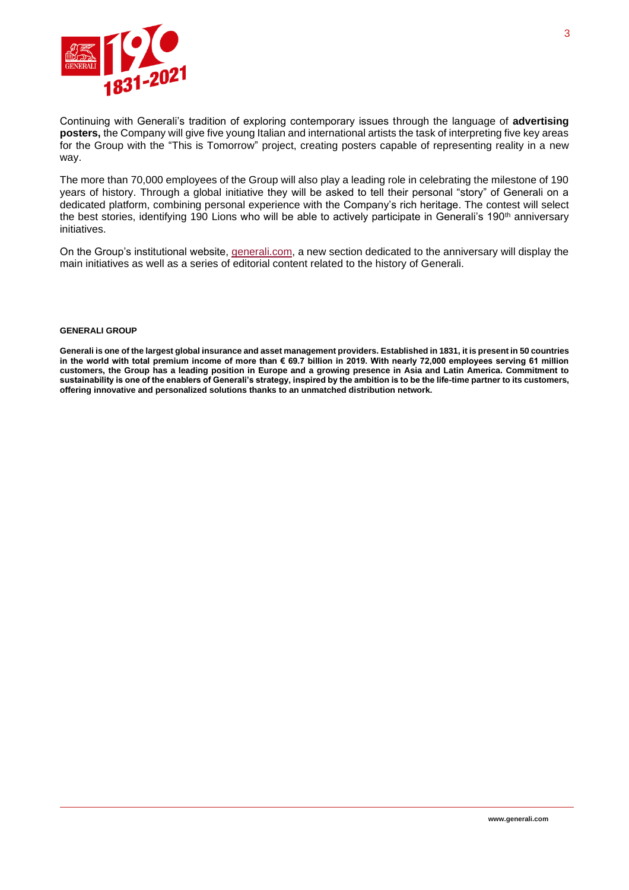Continuing with Generali's tradition of exploring contemporary issues through the language of **advertising posters,** the Company will give five young Italian and international artists the task of interpreting five key areas for the Group with the "This is Tomorrow" project, creating posters capable of representing reality in a new way.

The more than 70,000 employees of the Group will also play a leading role in celebrating the milestone of 190 years of history. Through a global initiative they will be asked to tell their personal "story" of Generali on a dedicated platform, combining personal experience with the Company's rich heritage. The contest will select the best stories, identifying 190 Lions who will be able to actively participate in Generali's 190th anniversary initiatives.

On the Group's institutional website, generali.com, a new section dedicated to the anniversary will display the main initiatives as well as a series of editorial content related to the history of Generali.

**GENERALI GROUP**

**Generali is one of the largest global insurance and asset management providers. Established in 1831, it is present in 50 countries in the world with total premium income of more than € 69.7 billion in 2019. With nearly 72,000 employees serving 61 million customers, the Group has a leading position in Europe and a growing presence in Asia and Latin America. Commitment to sustainability is one of the enablers of Generali's strategy, inspired by the ambition is to be the life-time partner to its customers, offering innovative and personalized solutions thanks to an unmatched distribution network.**